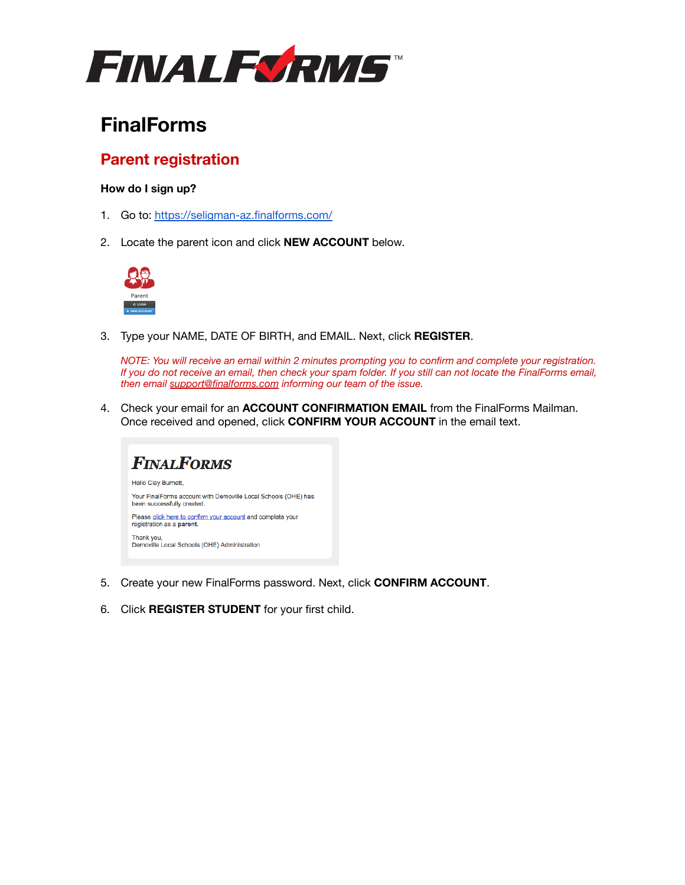# FinalForms

## Parent registration

**How do I sign up?**

1. Go to: https://seligman-az.finalforms.com/
2. Locate the parent icon and click **NEW ACCOUNT** below.
3. Type your NAME, DATE OF BIRTH, and EMAIL. Next, click **REGISTER**.

   *NOTE: You will receive an email within 2 minutes prompting you to confirm and complete your registration. If you do not receive an email, then check your spam folder. If you still can not locate the FinalForms email, then email support@finalforms.com informing our team of the issue.*

4. Check your email for an **ACCOUNT CONFIRMATION EMAIL** from the FinalForms Mailman. Once received and opened, click **CONFIRM YOUR ACCOUNT** in the email text.
5. Create your new FinalForms password. Next, click **CONFIRM ACCOUNT**.
6. Click **REGISTER STUDENT** for your first child.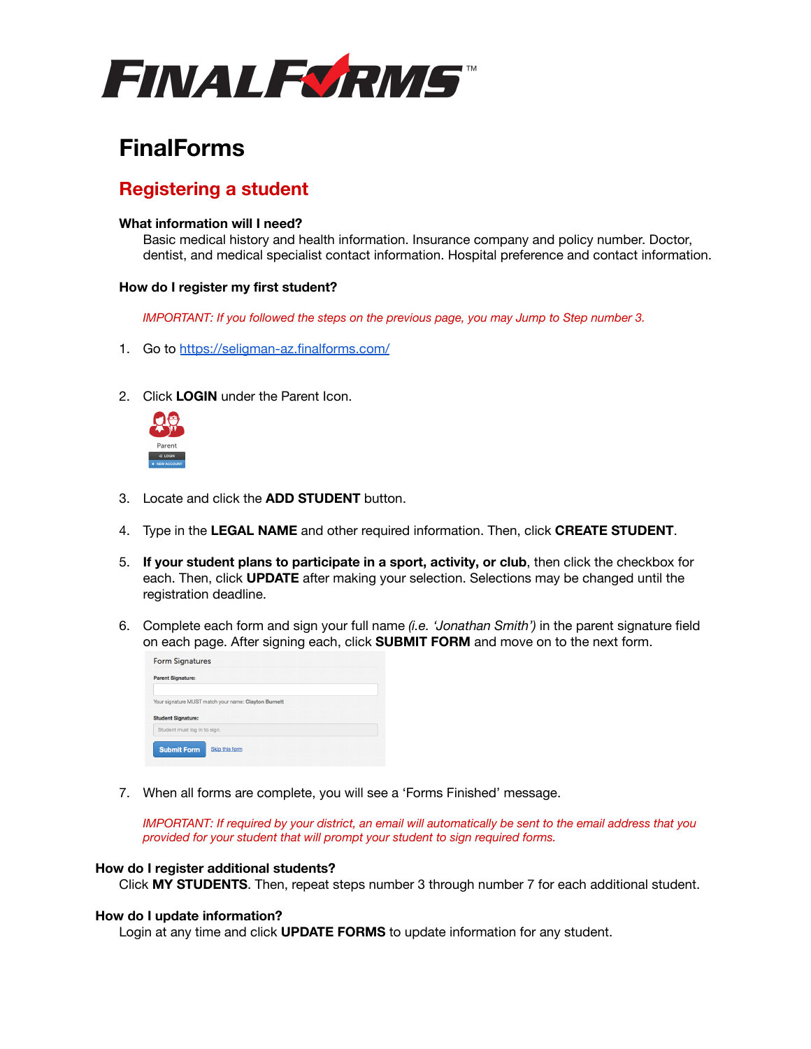# FinalForms

## Registering a student

**What information will I need?**

Basic medical history and health information. Insurance company and policy number. Doctor, dentist, and medical specialist contact information. Hospital preference and contact information.

**How do I register my first student?**

*IMPORTANT: If you followed the steps on the previous page, you may Jump to Step number 3.*

1. Go to https://seligman-az.finalforms.com/
2. Click **LOGIN** under the Parent Icon.
3. Locate and click the **ADD STUDENT** button.
4. Type in the **LEGAL NAME** and other required information. Then, click **CREATE STUDENT**.
5. **If your student plans to participate in a sport, activity, or club**, then click the checkbox for each. Then, click **UPDATE** after making your selection. Selections may be changed until the registration deadline.
6. Complete each form and sign your full name *(i.e. 'Jonathan Smith')* in the parent signature field on each page. After signing each, click **SUBMIT FORM** and move on to the next form.
7. When all forms are complete, you will see a 'Forms Finished' message.

*IMPORTANT: If required by your district, an email will automatically be sent to the email address that you provided for your student that will prompt your student to sign required forms.*

**How do I register additional students?**

Click **MY STUDENTS**. Then, repeat steps number 3 through number 7 for each additional student.

**How do I update information?**

Login at any time and click **UPDATE FORMS** to update information for any student.